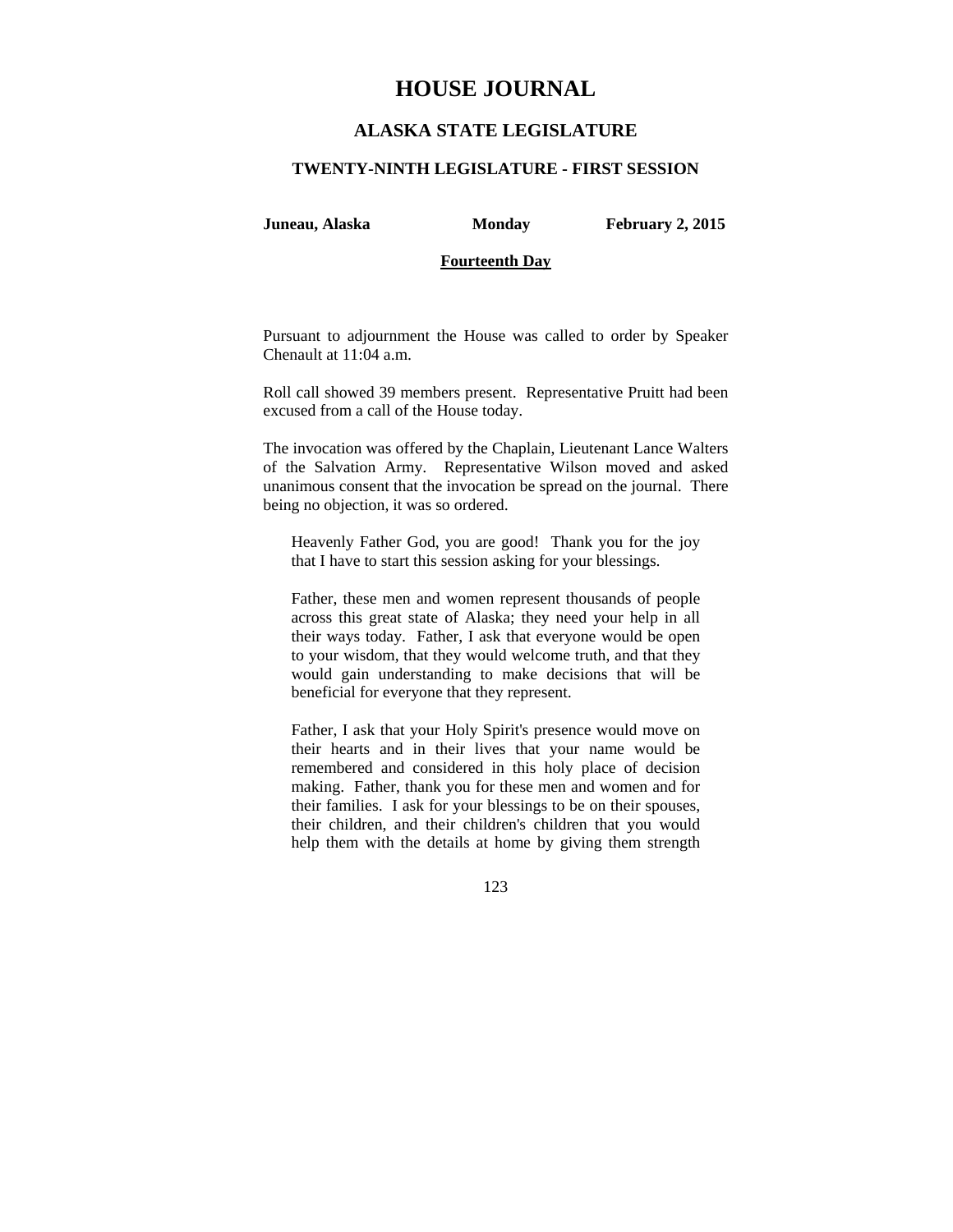# HOUSE JOURNAL

## ALASKA STATE LEGISLATURE

### TWENTY-NINTH LEGISLATURE - FIRST SESSION

**Juneau, Alaska** **Monday** **February 2, 2015**

**Fourteenth Day**

Pursuant to adjournment the House was called to order by Speaker Chenault at 11:04 a.m.

Roll call showed 39 members present. Representative Pruitt had been excused from a call of the House today.

The invocation was offered by the Chaplain, Lieutenant Lance Walters of the Salvation Army. Representative Wilson moved and asked unanimous consent that the invocation be spread on the journal. There being no objection, it was so ordered.

> Heavenly Father God, you are good! Thank you for the joy that I have to start this session asking for your blessings.
>
> Father, these men and women represent thousands of people across this great state of Alaska; they need your help in all their ways today. Father, I ask that everyone would be open to your wisdom, that they would welcome truth, and that they would gain understanding to make decisions that will be beneficial for everyone that they represent.
>
> Father, I ask that your Holy Spirit's presence would move on their hearts and in their lives that your name would be remembered and considered in this holy place of decision making. Father, thank you for these men and women and for their families. I ask for your blessings to be on their spouses, their children, and their children's children that you would help them with the details at home by giving them strength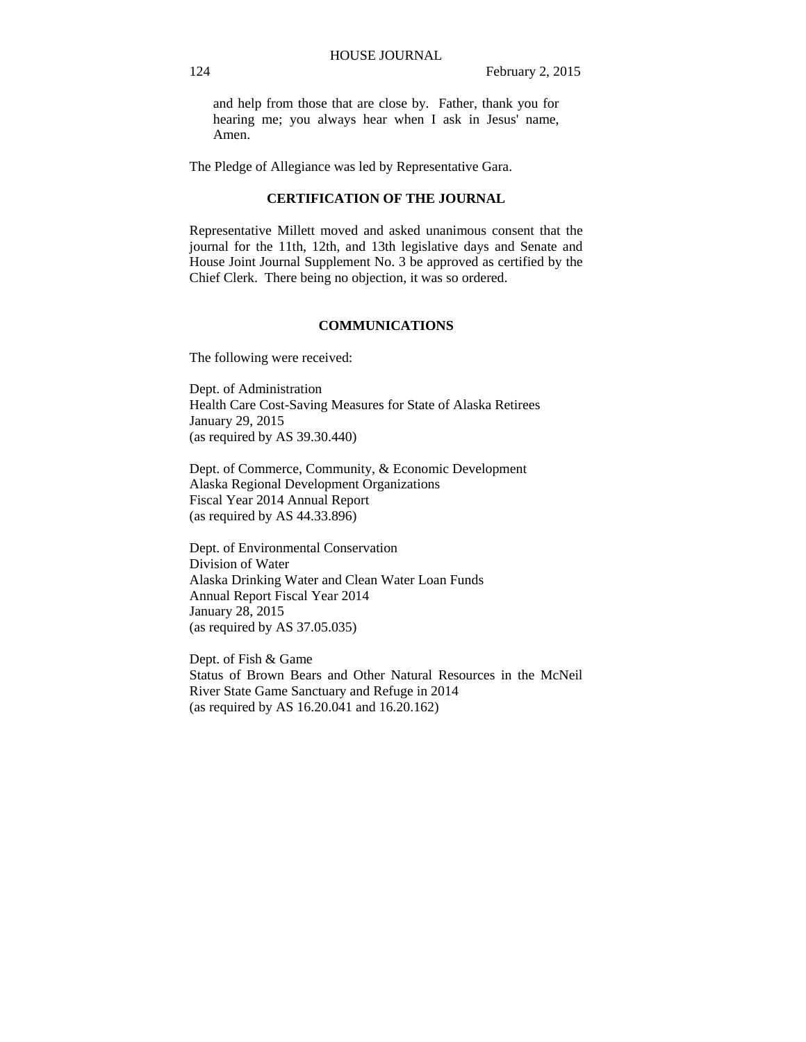and help from those that are close by. Father, thank you for hearing me; you always hear when I ask in Jesus' name, Amen.

The Pledge of Allegiance was led by Representative Gara.

**CERTIFICATION OF THE JOURNAL**

Representative Millett moved and asked unanimous consent that the journal for the 11th, 12th, and 13th legislative days and Senate and House Joint Journal Supplement No. 3 be approved as certified by the Chief Clerk. There being no objection, it was so ordered.

**COMMUNICATIONS**

The following were received:

Dept. of Administration
Health Care Cost-Saving Measures for State of Alaska Retirees
January 29, 2015
(as required by AS 39.30.440)

Dept. of Commerce, Community, & Economic Development
Alaska Regional Development Organizations
Fiscal Year 2014 Annual Report
(as required by AS 44.33.896)

Dept. of Environmental Conservation
Division of Water
Alaska Drinking Water and Clean Water Loan Funds
Annual Report Fiscal Year 2014
January 28, 2015
(as required by AS 37.05.035)

Dept. of Fish & Game
Status of Brown Bears and Other Natural Resources in the McNeil River State Game Sanctuary and Refuge in 2014
(as required by AS 16.20.041 and 16.20.162)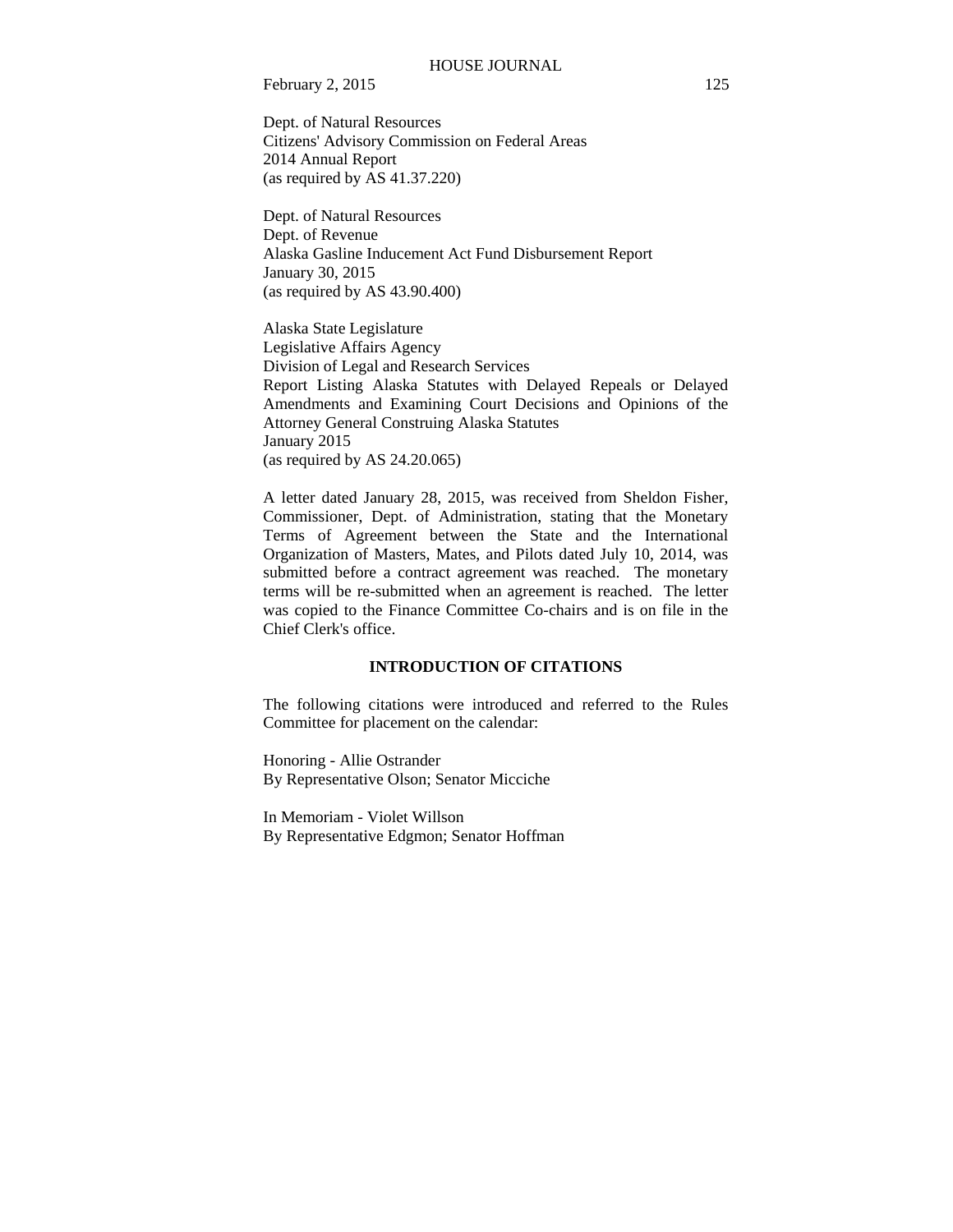Dept. of Natural Resources
Citizens' Advisory Commission on Federal Areas
2014 Annual Report
(as required by AS 41.37.220)

Dept. of Natural Resources
Dept. of Revenue
Alaska Gasline Inducement Act Fund Disbursement Report
January 30, 2015
(as required by AS 43.90.400)

Alaska State Legislature
Legislative Affairs Agency
Division of Legal and Research Services
Report Listing Alaska Statutes with Delayed Repeals or Delayed Amendments and Examining Court Decisions and Opinions of the Attorney General Construing Alaska Statutes
January 2015
(as required by AS 24.20.065)

A letter dated January 28, 2015, was received from Sheldon Fisher, Commissioner, Dept. of Administration, stating that the Monetary Terms of Agreement between the State and the International Organization of Masters, Mates, and Pilots dated July 10, 2014, was submitted before a contract agreement was reached. The monetary terms will be re-submitted when an agreement is reached. The letter was copied to the Finance Committee Co-chairs and is on file in the Chief Clerk's office.

**INTRODUCTION OF CITATIONS**

The following citations were introduced and referred to the Rules Committee for placement on the calendar:

Honoring - Allie Ostrander
By Representative Olson; Senator Micciche

In Memoriam - Violet Willson
By Representative Edgmon; Senator Hoffman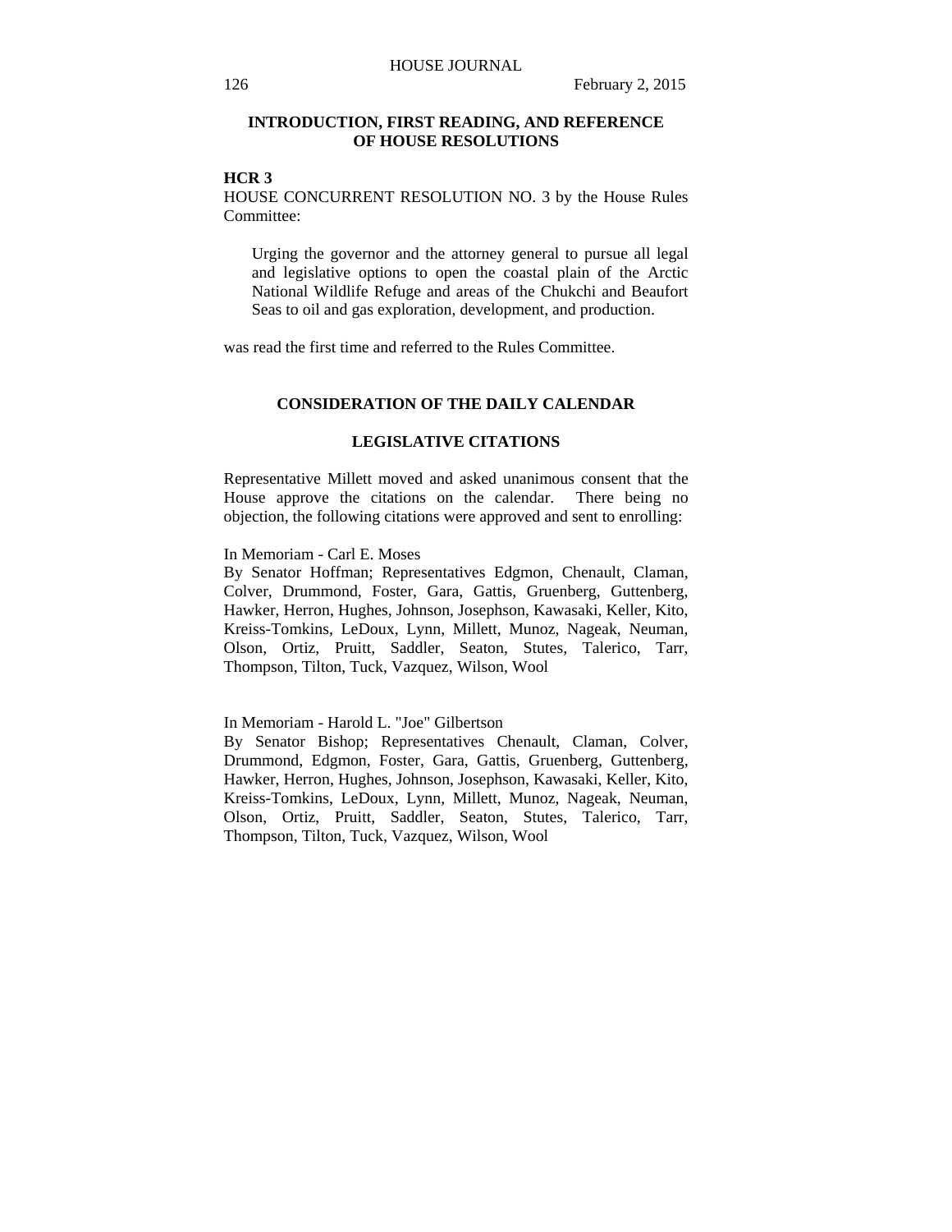## INTRODUCTION, FIRST READING, AND REFERENCE OF HOUSE RESOLUTIONS

**HCR 3**

HOUSE CONCURRENT RESOLUTION NO. 3 by the House Rules Committee:

> Urging the governor and the attorney general to pursue all legal and legislative options to open the coastal plain of the Arctic National Wildlife Refuge and areas of the Chukchi and Beaufort Seas to oil and gas exploration, development, and production.

was read the first time and referred to the Rules Committee.

## CONSIDERATION OF THE DAILY CALENDAR

### LEGISLATIVE CITATIONS

Representative Millett moved and asked unanimous consent that the House approve the citations on the calendar. There being no objection, the following citations were approved and sent to enrolling:

In Memoriam - Carl E. Moses
By Senator Hoffman; Representatives Edgmon, Chenault, Claman, Colver, Drummond, Foster, Gara, Gattis, Gruenberg, Guttenberg, Hawker, Herron, Hughes, Johnson, Josephson, Kawasaki, Keller, Kito, Kreiss-Tomkins, LeDoux, Lynn, Millett, Munoz, Nageak, Neuman, Olson, Ortiz, Pruitt, Saddler, Seaton, Stutes, Talerico, Tarr, Thompson, Tilton, Tuck, Vazquez, Wilson, Wool

In Memoriam - Harold L. "Joe" Gilbertson
By Senator Bishop; Representatives Chenault, Claman, Colver, Drummond, Edgmon, Foster, Gara, Gattis, Gruenberg, Guttenberg, Hawker, Herron, Hughes, Johnson, Josephson, Kawasaki, Keller, Kito, Kreiss-Tomkins, LeDoux, Lynn, Millett, Munoz, Nageak, Neuman, Olson, Ortiz, Pruitt, Saddler, Seaton, Stutes, Talerico, Tarr, Thompson, Tilton, Tuck, Vazquez, Wilson, Wool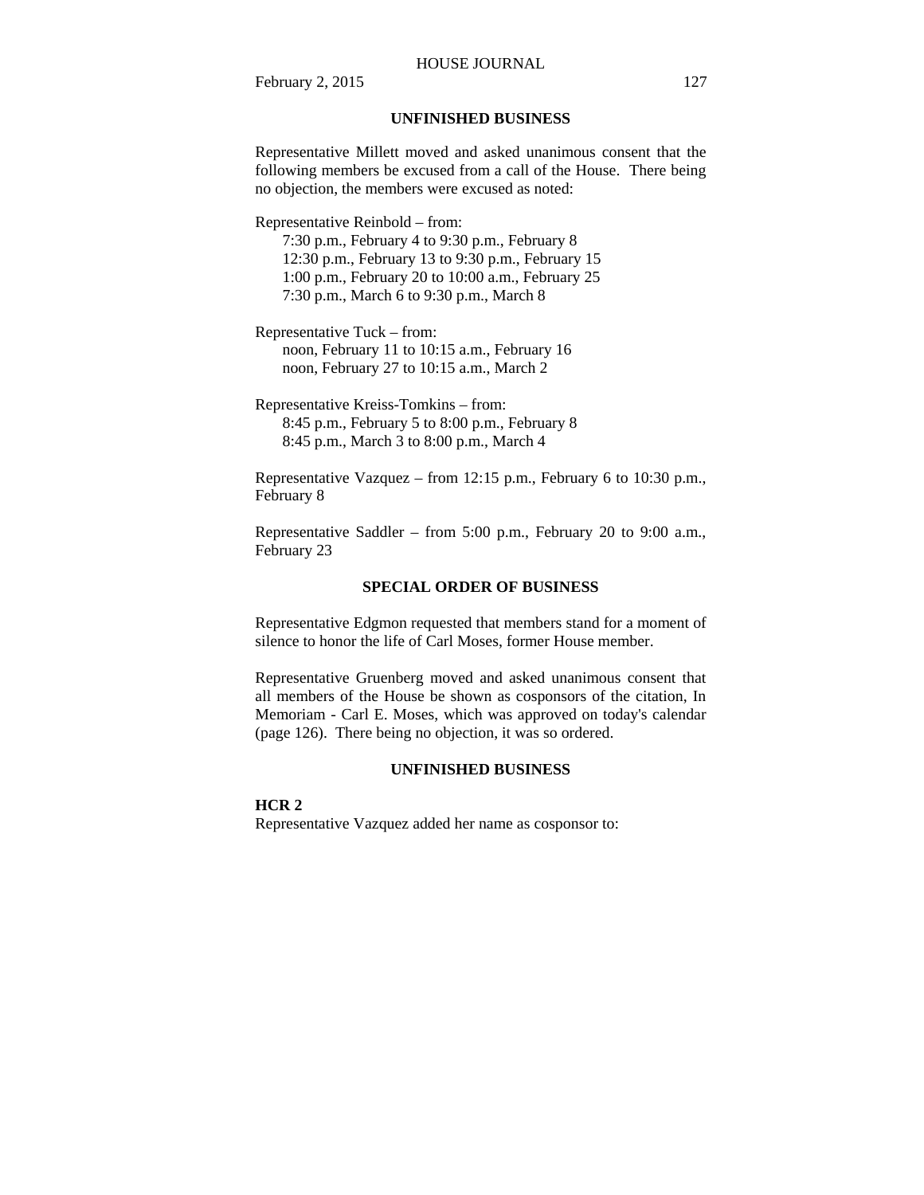## UNFINISHED BUSINESS

Representative Millett moved and asked unanimous consent that the following members be excused from a call of the House. There being no objection, the members were excused as noted:

Representative Reinbold – from:
- 7:30 p.m., February 4 to 9:30 p.m., February 8
- 12:30 p.m., February 13 to 9:30 p.m., February 15
- 1:00 p.m., February 20 to 10:00 a.m., February 25
- 7:30 p.m., March 6 to 9:30 p.m., March 8

Representative Tuck – from:
- noon, February 11 to 10:15 a.m., February 16
- noon, February 27 to 10:15 a.m., March 2

Representative Kreiss-Tomkins – from:
- 8:45 p.m., February 5 to 8:00 p.m., February 8
- 8:45 p.m., March 3 to 8:00 p.m., March 4

Representative Vazquez – from 12:15 p.m., February 6 to 10:30 p.m., February 8

Representative Saddler – from 5:00 p.m., February 20 to 9:00 a.m., February 23

## SPECIAL ORDER OF BUSINESS

Representative Edgmon requested that members stand for a moment of silence to honor the life of Carl Moses, former House member.

Representative Gruenberg moved and asked unanimous consent that all members of the House be shown as cosponsors of the citation, In Memoriam - Carl E. Moses, which was approved on today's calendar (page 126). There being no objection, it was so ordered.

## UNFINISHED BUSINESS

**HCR 2**

Representative Vazquez added her name as cosponsor to: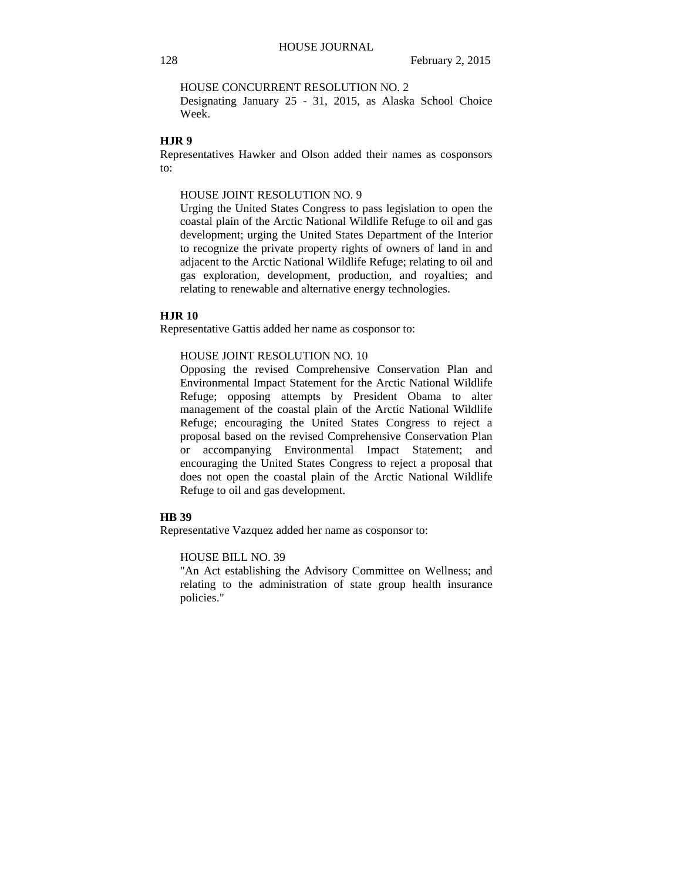HOUSE CONCURRENT RESOLUTION NO. 2
Designating January 25 - 31, 2015, as Alaska School Choice Week.

**HJR 9**

Representatives Hawker and Olson added their names as cosponsors to:

HOUSE JOINT RESOLUTION NO. 9
Urging the United States Congress to pass legislation to open the coastal plain of the Arctic National Wildlife Refuge to oil and gas development; urging the United States Department of the Interior to recognize the private property rights of owners of land in and adjacent to the Arctic National Wildlife Refuge; relating to oil and gas exploration, development, production, and royalties; and relating to renewable and alternative energy technologies.

**HJR 10**

Representative Gattis added her name as cosponsor to:

HOUSE JOINT RESOLUTION NO. 10
Opposing the revised Comprehensive Conservation Plan and Environmental Impact Statement for the Arctic National Wildlife Refuge; opposing attempts by President Obama to alter management of the coastal plain of the Arctic National Wildlife Refuge; encouraging the United States Congress to reject a proposal based on the revised Comprehensive Conservation Plan or accompanying Environmental Impact Statement; and encouraging the United States Congress to reject a proposal that does not open the coastal plain of the Arctic National Wildlife Refuge to oil and gas development.

**HB 39**

Representative Vazquez added her name as cosponsor to:

HOUSE BILL NO. 39
"An Act establishing the Advisory Committee on Wellness; and relating to the administration of state group health insurance policies."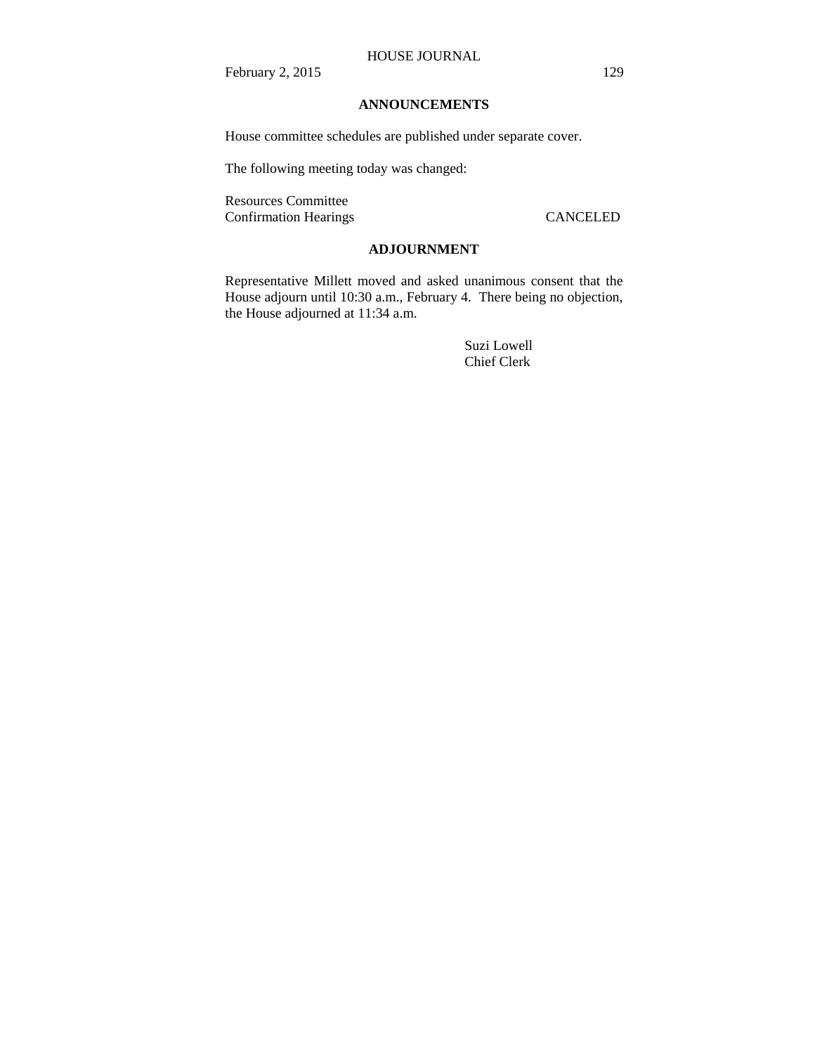## ANNOUNCEMENTS

House committee schedules are published under separate cover.

The following meeting today was changed:

Resources Committee
Confirmation Hearings CANCELED

## ADJOURNMENT

Representative Millett moved and asked unanimous consent that the House adjourn until 10:30 a.m., February 4. There being no objection, the House adjourned at 11:34 a.m.

Suzi Lowell
Chief Clerk